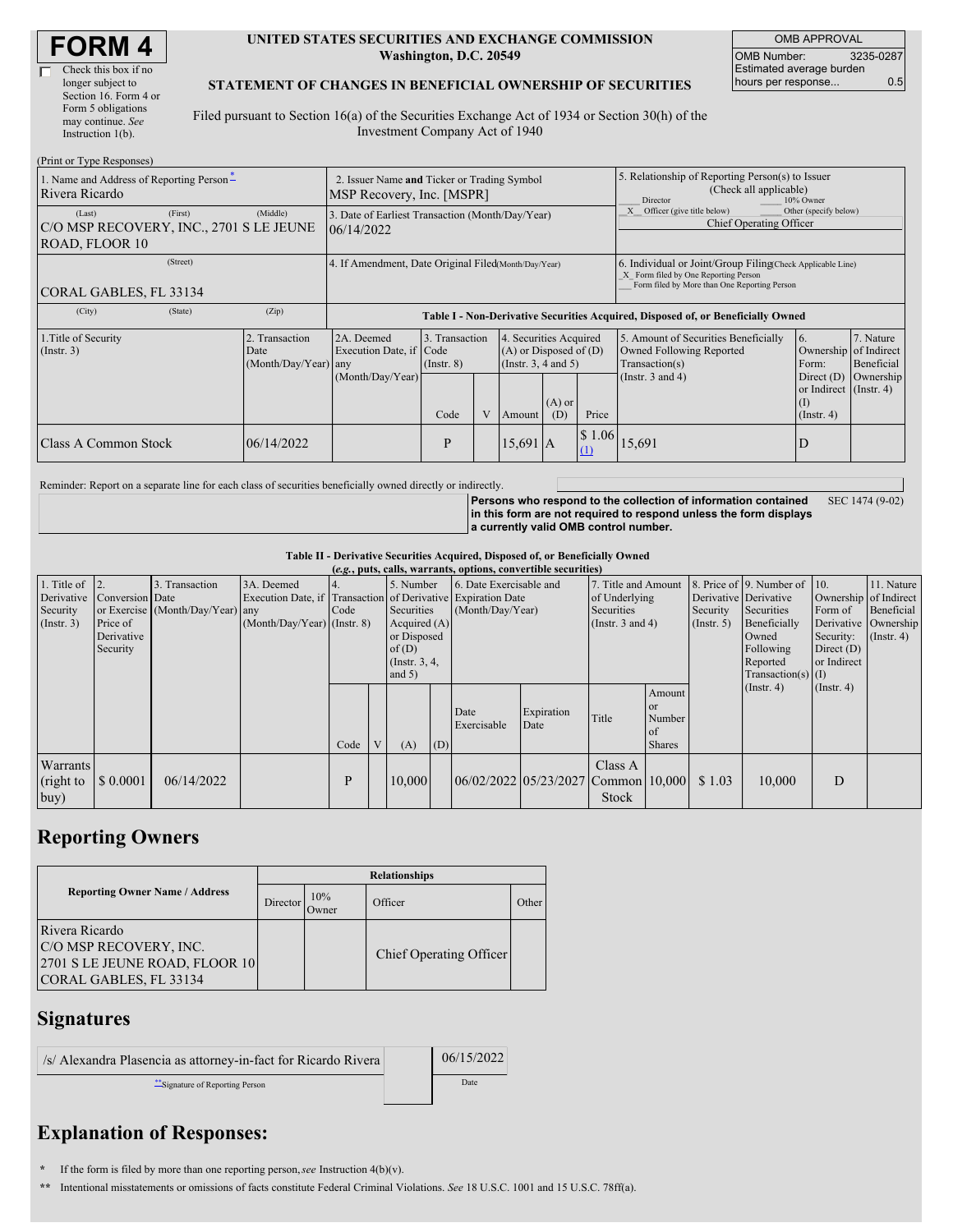# FORM 4

☐ Check this box if no longer subject to Section 16. Form 4 or Form 5 obligations may continue. *See* Instruction 1(b).

**UNITED STATES SECURITIES AND EXCHANGE COMMISSION**
**Washington, D.C. 20549**

**STATEMENT OF CHANGES IN BENEFICIAL OWNERSHIP OF SECURITIES**

Filed pursuant to Section 16(a) of the Securities Exchange Act of 1934 or Section 30(h) of the Investment Company Act of 1940

| OMB APPROVAL | |
|---|---|
| OMB Number: | 3235-0287 |
| Estimated average burden hours per response... | 0.5 |

(Print or Type Responses)

| 1. Name and Address of Reporting Person* | 2. Issuer Name and Ticker or Trading Symbol | 5. Relationship of Reporting Person(s) to Issuer (Check all applicable) |
|---|---|---|
| Rivera Ricardo | MSP Recovery, Inc. [MSPR] | ___ Director ___ 10% Owner |
| (Last) (First) (Middle) | 3. Date of Earliest Transaction (Month/Day/Year) | _X_ Officer (give title below) ___ Other (specify below) |
| C/O MSP RECOVERY, INC., 2701 S LE JEUNE ROAD, FLOOR 10 | 06/14/2022 | Chief Operating Officer |
| (Street) | 4. If Amendment, Date Original Filed (Month/Day/Year) | 6. Individual or Joint/Group Filing (Check Applicable Line) |
| CORAL GABLES, FL 33134 | | _X_ Form filed by One Reporting Person ___ Form filed by More than One Reporting Person |
| (City) (State) (Zip) | | |

**Table I - Non-Derivative Securities Acquired, Disposed of, or Beneficially Owned**

| 1.Title of Security (Instr. 3) | 2. Transaction Date (Month/Day/Year) | 2A. Deemed Execution Date, if any (Month/Day/Year) | 3. Transaction Code (Instr. 8) | | 4. Securities Acquired (A) or Disposed of (D) (Instr. 3, 4 and 5) | | | 5. Amount of Securities Beneficially Owned Following Reported Transaction(s) (Instr. 3 and 4) | 6. Ownership Form: Direct (D) or Indirect (I) (Instr. 4) | 7. Nature of Indirect Beneficial Ownership (Instr. 4) |
|---|---|---|---|---|---|---|---|---|---|---|
| | | | Code | V | Amount | (A) or (D) | Price | | | |
| Class A Common Stock | 06/14/2022 | | P | | 15,691 | A | $ 1.06 (1) | 15,691 | D | |

Reminder: Report on a separate line for each class of securities beneficially owned directly or indirectly.

**Persons who respond to the collection of information contained in this form are not required to respond unless the form displays a currently valid OMB control number.** SEC 1474 (9-02)

**Table II - Derivative Securities Acquired, Disposed of, or Beneficially Owned**
***(e.g., puts, calls, warrants, options, convertible securities)***

| 1. Title of Derivative Security (Instr. 3) | 2. Conversion or Exercise Price of Derivative Security | 3. Transaction Date (Month/Day/Year) | 3A. Deemed Execution Date, if any (Month/Day/Year) | 4. Transaction Code (Instr. 8) | | 5. Number of Derivative Securities Acquired (A) or Disposed of (D) (Instr. 3, 4, and 5) | | 6. Date Exercisable and Expiration Date (Month/Day/Year) | | 7. Title and Amount of Underlying Securities (Instr. 3 and 4) | | 8. Price of Derivative Security (Instr. 5) | 9. Number of Derivative Securities Beneficially Owned Following Reported Transaction(s) (Instr. 4) | 10. Ownership Form of Derivative Security: Direct (D) or Indirect (I) (Instr. 4) | 11. Nature of Indirect Beneficial Ownership (Instr. 4) |
|---|---|---|---|---|---|---|---|---|---|---|---|---|---|---|---|
| | | | | Code | V | (A) | (D) | Date Exercisable | Expiration Date | Title | Amount or Number of Shares | | | | |
| Warrants (right to buy) | $ 0.0001 | 06/14/2022 | | P | | 10,000 | | 06/02/2022 | 05/23/2027 | Class A Common Stock | 10,000 | $ 1.03 | 10,000 | D | |

## Reporting Owners

| Reporting Owner Name / Address | Relationships | | | |
|---|---|---|---|---|
| | Director | 10% Owner | Officer | Other |
| Rivera Ricardo<br>C/O MSP RECOVERY, INC.<br>2701 S LE JEUNE ROAD, FLOOR 10<br>CORAL GABLES, FL 33134 | | | Chief Operating Officer | |

## Signatures

| /s/ Alexandra Plasencia as attorney-in-fact for Ricardo Rivera | | 06/15/2022 |
|---|---|---|
| **Signature of Reporting Person | | Date |

## Explanation of Responses:

\* If the form is filed by more than one reporting person, *see* Instruction 4(b)(v).

\*\* Intentional misstatements or omissions of facts constitute Federal Criminal Violations. *See* 18 U.S.C. 1001 and 15 U.S.C. 78ff(a).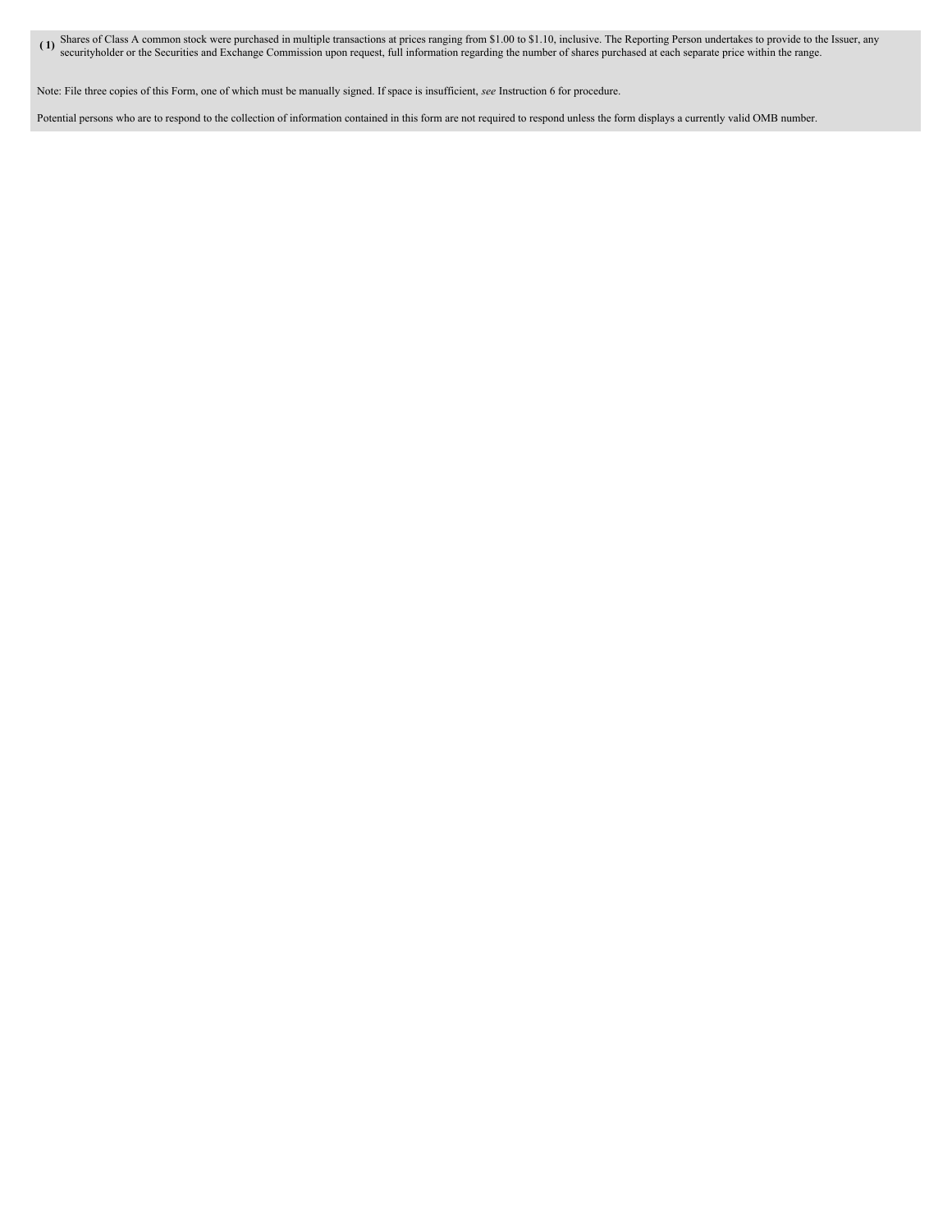(1) Shares of Class A common stock were purchased in multiple transactions at prices ranging from $1.00 to $1.10, inclusive. The Reporting Person undertakes to provide to the Issuer, any securityholder or the Securities and Exchange Commission upon request, full information regarding the number of shares purchased at each separate price within the range.

Note: File three copies of this Form, one of which must be manually signed. If space is insufficient, *see* Instruction 6 for procedure.

Potential persons who are to respond to the collection of information contained in this form are not required to respond unless the form displays a currently valid OMB number.